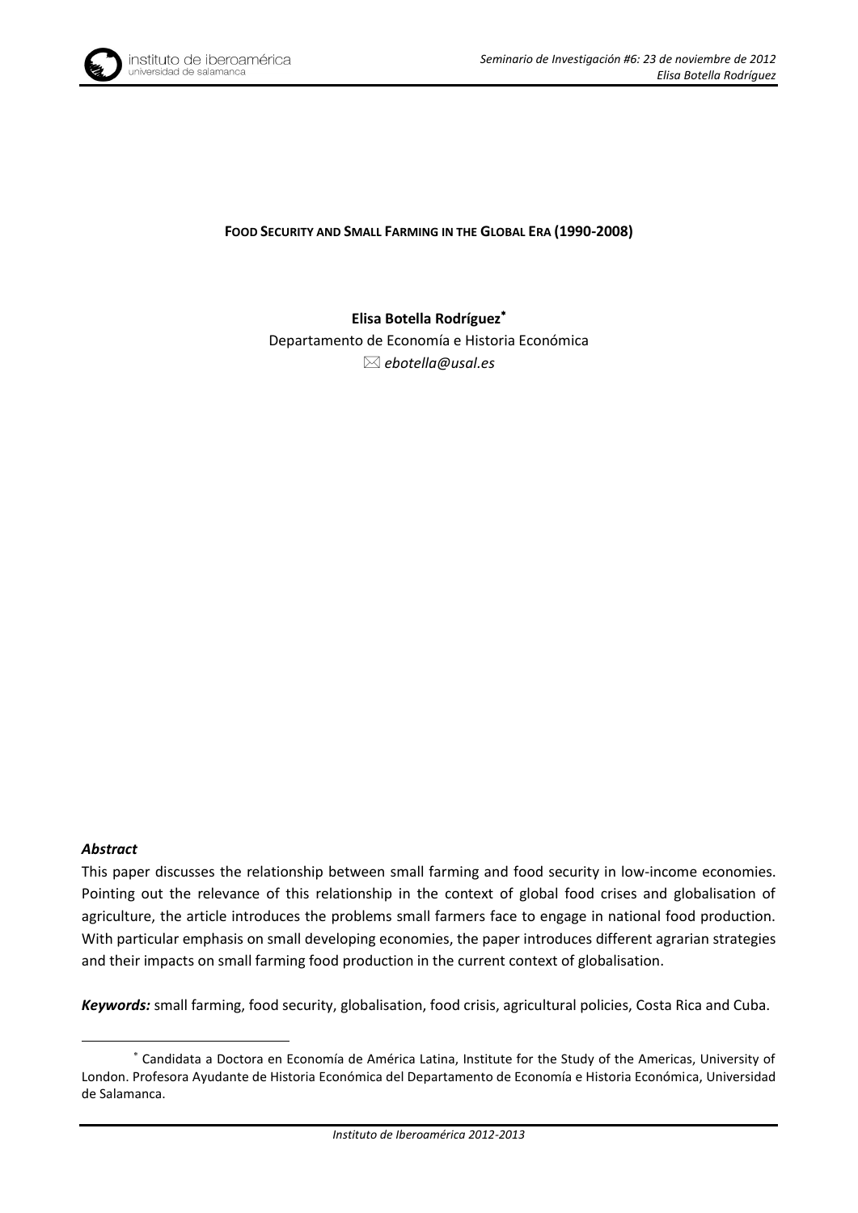**FOOD SECURITY AND SMALL FARMING IN THE GLOBAL ERA (1990-2008)**

**Elisa Botella Rodríguez**[*]

Departamento de Economía e Historia Económica

✉ *ebotella@usal.es*

***Abstract***

This paper discusses the relationship between small farming and food security in low-income economies. Pointing out the relevance of this relationship in the context of global food crises and globalisation of agriculture, the article introduces the problems small farmers face to engage in national food production. With particular emphasis on small developing economies, the paper introduces different agrarian strategies and their impacts on small farming food production in the current context of globalisation.

***Keywords:*** small farming, food security, globalisation, food crisis, agricultural policies, Costa Rica and Cuba.

[*] Candidata a Doctora en Economía de América Latina, Institute for the Study of the Americas, University of London. Profesora Ayudante de Historia Económica del Departamento de Economía e Historia Económica, Universidad de Salamanca.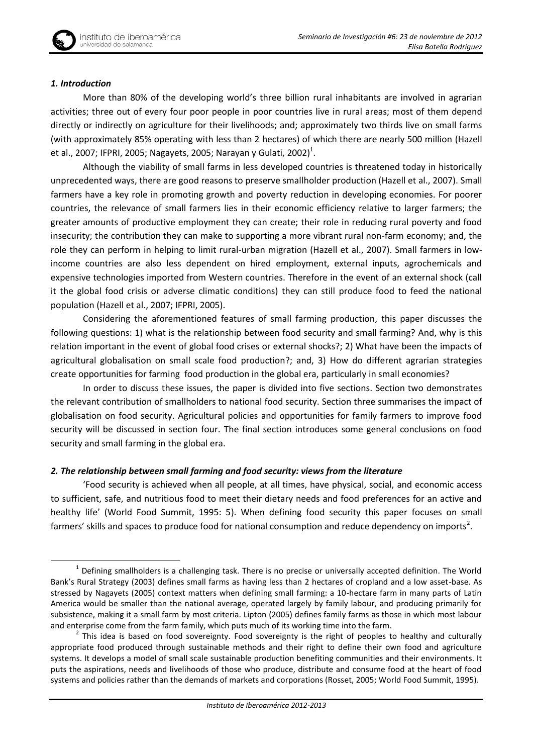### *1. Introduction*

More than 80% of the developing world's three billion rural inhabitants are involved in agrarian activities; three out of every four poor people in poor countries live in rural areas; most of them depend directly or indirectly on agriculture for their livelihoods; and; approximately two thirds live on small farms (with approximately 85% operating with less than 2 hectares) of which there are nearly 500 million (Hazell et al., 2007; IFPRI, 2005; Nagayets, 2005; Narayan y Gulati, 2002)[1].

Although the viability of small farms in less developed countries is threatened today in historically unprecedented ways, there are good reasons to preserve smallholder production (Hazell et al., 2007). Small farmers have a key role in promoting growth and poverty reduction in developing economies. For poorer countries, the relevance of small farmers lies in their economic efficiency relative to larger farmers; the greater amounts of productive employment they can create; their role in reducing rural poverty and food insecurity; the contribution they can make to supporting a more vibrant rural non-farm economy; and, the role they can perform in helping to limit rural-urban migration (Hazell et al., 2007). Small farmers in low-income countries are also less dependent on hired employment, external inputs, agrochemicals and expensive technologies imported from Western countries. Therefore in the event of an external shock (call it the global food crisis or adverse climatic conditions) they can still produce food to feed the national population (Hazell et al., 2007; IFPRI, 2005).

Considering the aforementioned features of small farming production, this paper discusses the following questions: 1) what is the relationship between food security and small farming? And, why is this relation important in the event of global food crises or external shocks?; 2) What have been the impacts of agricultural globalisation on small scale food production?; and, 3) How do different agrarian strategies create opportunities for farming food production in the global era, particularly in small economies?

In order to discuss these issues, the paper is divided into five sections. Section two demonstrates the relevant contribution of smallholders to national food security. Section three summarises the impact of globalisation on food security. Agricultural policies and opportunities for family farmers to improve food security will be discussed in section four. The final section introduces some general conclusions on food security and small farming in the global era.

### *2. The relationship between small farming and food security: views from the literature*

'Food security is achieved when all people, at all times, have physical, social, and economic access to sufficient, safe, and nutritious food to meet their dietary needs and food preferences for an active and healthy life' (World Food Summit, 1995: 5). When defining food security this paper focuses on small farmers' skills and spaces to produce food for national consumption and reduce dependency on imports[2].

---

[1] Defining smallholders is a challenging task. There is no precise or universally accepted definition. The World Bank's Rural Strategy (2003) defines small farms as having less than 2 hectares of cropland and a low asset-base. As stressed by Nagayets (2005) context matters when defining small farming: a 10-hectare farm in many parts of Latin America would be smaller than the national average, operated largely by family labour, and producing primarily for subsistence, making it a small farm by most criteria. Lipton (2005) defines family farms as those in which most labour and enterprise come from the farm family, which puts much of its working time into the farm.

[2] This idea is based on food sovereignty. Food sovereignty is the right of peoples to healthy and culturally appropriate food produced through sustainable methods and their right to define their own food and agriculture systems. It develops a model of small scale sustainable production benefiting communities and their environments. It puts the aspirations, needs and livelihoods of those who produce, distribute and consume food at the heart of food systems and policies rather than the demands of markets and corporations (Rosset, 2005; World Food Summit, 1995).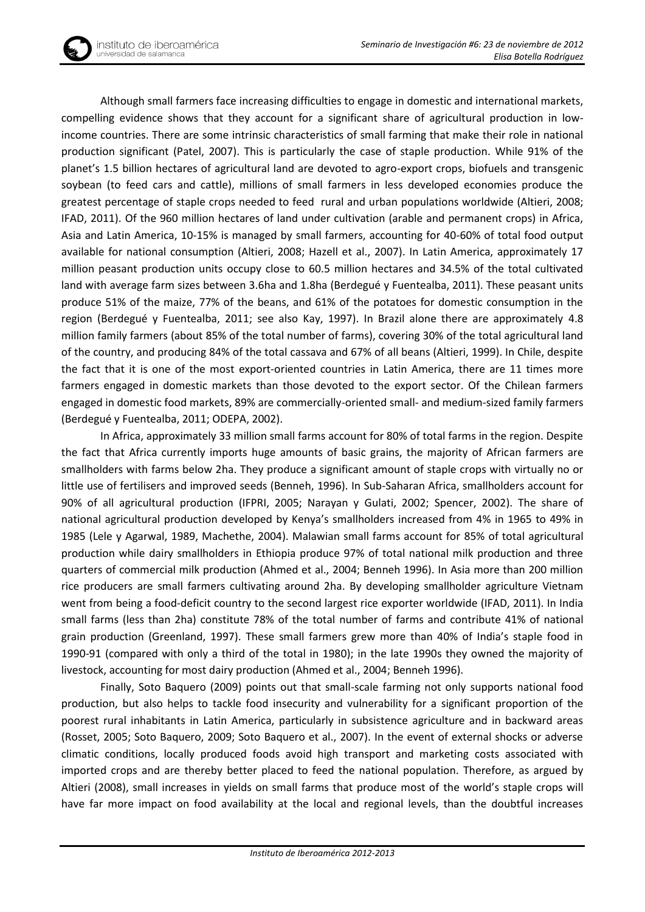Although small farmers face increasing difficulties to engage in domestic and international markets, compelling evidence shows that they account for a significant share of agricultural production in low-income countries. There are some intrinsic characteristics of small farming that make their role in national production significant (Patel, 2007). This is particularly the case of staple production. While 91% of the planet's 1.5 billion hectares of agricultural land are devoted to agro-export crops, biofuels and transgenic soybean (to feed cars and cattle), millions of small farmers in less developed economies produce the greatest percentage of staple crops needed to feed rural and urban populations worldwide (Altieri, 2008; IFAD, 2011). Of the 960 million hectares of land under cultivation (arable and permanent crops) in Africa, Asia and Latin America, 10-15% is managed by small farmers, accounting for 40-60% of total food output available for national consumption (Altieri, 2008; Hazell et al., 2007). In Latin America, approximately 17 million peasant production units occupy close to 60.5 million hectares and 34.5% of the total cultivated land with average farm sizes between 3.6ha and 1.8ha (Berdegué y Fuentealba, 2011). These peasant units produce 51% of the maize, 77% of the beans, and 61% of the potatoes for domestic consumption in the region (Berdegué y Fuentealba, 2011; see also Kay, 1997). In Brazil alone there are approximately 4.8 million family farmers (about 85% of the total number of farms), covering 30% of the total agricultural land of the country, and producing 84% of the total cassava and 67% of all beans (Altieri, 1999). In Chile, despite the fact that it is one of the most export-oriented countries in Latin America, there are 11 times more farmers engaged in domestic markets than those devoted to the export sector. Of the Chilean farmers engaged in domestic food markets, 89% are commercially-oriented small- and medium-sized family farmers (Berdegué y Fuentealba, 2011; ODEPA, 2002).

In Africa, approximately 33 million small farms account for 80% of total farms in the region. Despite the fact that Africa currently imports huge amounts of basic grains, the majority of African farmers are smallholders with farms below 2ha. They produce a significant amount of staple crops with virtually no or little use of fertilisers and improved seeds (Benneh, 1996). In Sub-Saharan Africa, smallholders account for 90% of all agricultural production (IFPRI, 2005; Narayan y Gulati, 2002; Spencer, 2002). The share of national agricultural production developed by Kenya's smallholders increased from 4% in 1965 to 49% in 1985 (Lele y Agarwal, 1989, Machethe, 2004). Malawian small farms account for 85% of total agricultural production while dairy smallholders in Ethiopia produce 97% of total national milk production and three quarters of commercial milk production (Ahmed et al., 2004; Benneh 1996). In Asia more than 200 million rice producers are small farmers cultivating around 2ha. By developing smallholder agriculture Vietnam went from being a food-deficit country to the second largest rice exporter worldwide (IFAD, 2011). In India small farms (less than 2ha) constitute 78% of the total number of farms and contribute 41% of national grain production (Greenland, 1997). These small farmers grew more than 40% of India's staple food in 1990-91 (compared with only a third of the total in 1980); in the late 1990s they owned the majority of livestock, accounting for most dairy production (Ahmed et al., 2004; Benneh 1996).

Finally, Soto Baquero (2009) points out that small-scale farming not only supports national food production, but also helps to tackle food insecurity and vulnerability for a significant proportion of the poorest rural inhabitants in Latin America, particularly in subsistence agriculture and in backward areas (Rosset, 2005; Soto Baquero, 2009; Soto Baquero et al., 2007). In the event of external shocks or adverse climatic conditions, locally produced foods avoid high transport and marketing costs associated with imported crops and are thereby better placed to feed the national population. Therefore, as argued by Altieri (2008), small increases in yields on small farms that produce most of the world's staple crops will have far more impact on food availability at the local and regional levels, than the doubtful increases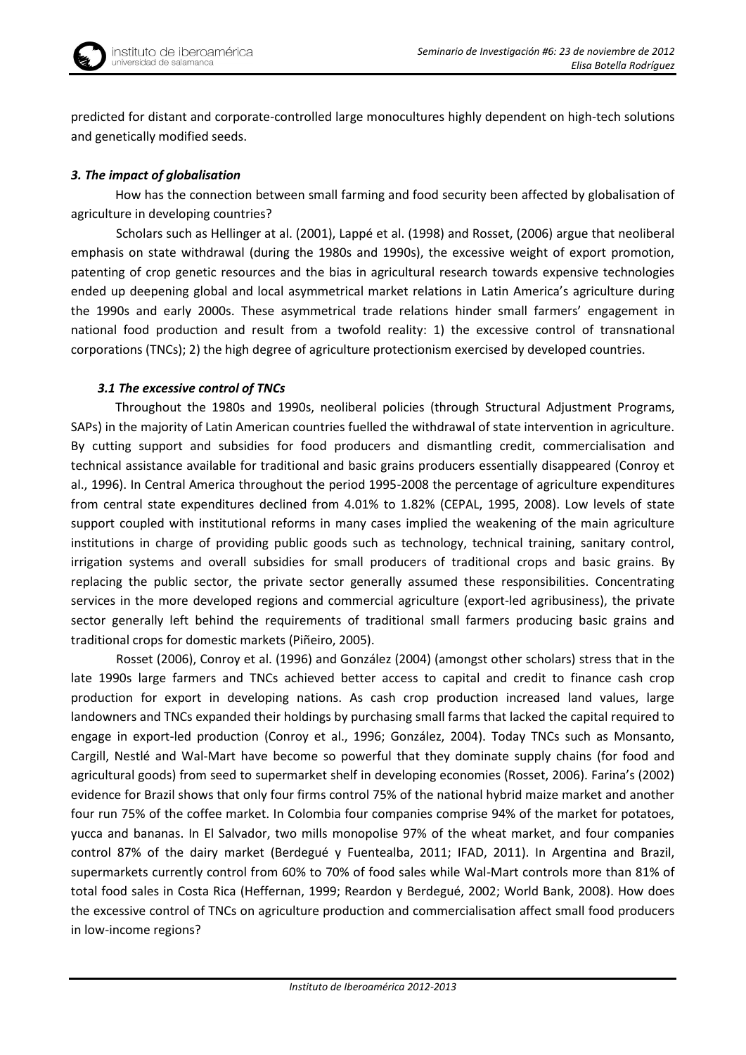predicted for distant and corporate-controlled large monocultures highly dependent on high-tech solutions and genetically modified seeds.

### *3. The impact of globalisation*

How has the connection between small farming and food security been affected by globalisation of agriculture in developing countries?

Scholars such as Hellinger at al. (2001), Lappé et al. (1998) and Rosset, (2006) argue that neoliberal emphasis on state withdrawal (during the 1980s and 1990s), the excessive weight of export promotion, patenting of crop genetic resources and the bias in agricultural research towards expensive technologies ended up deepening global and local asymmetrical market relations in Latin America's agriculture during the 1990s and early 2000s. These asymmetrical trade relations hinder small farmers' engagement in national food production and result from a twofold reality: 1) the excessive control of transnational corporations (TNCs); 2) the high degree of agriculture protectionism exercised by developed countries.

#### *3.1 The excessive control of TNCs*

Throughout the 1980s and 1990s, neoliberal policies (through Structural Adjustment Programs, SAPs) in the majority of Latin American countries fuelled the withdrawal of state intervention in agriculture. By cutting support and subsidies for food producers and dismantling credit, commercialisation and technical assistance available for traditional and basic grains producers essentially disappeared (Conroy et al., 1996). In Central America throughout the period 1995-2008 the percentage of agriculture expenditures from central state expenditures declined from 4.01% to 1.82% (CEPAL, 1995, 2008). Low levels of state support coupled with institutional reforms in many cases implied the weakening of the main agriculture institutions in charge of providing public goods such as technology, technical training, sanitary control, irrigation systems and overall subsidies for small producers of traditional crops and basic grains. By replacing the public sector, the private sector generally assumed these responsibilities. Concentrating services in the more developed regions and commercial agriculture (export-led agribusiness), the private sector generally left behind the requirements of traditional small farmers producing basic grains and traditional crops for domestic markets (Piñeiro, 2005).

Rosset (2006), Conroy et al. (1996) and González (2004) (amongst other scholars) stress that in the late 1990s large farmers and TNCs achieved better access to capital and credit to finance cash crop production for export in developing nations. As cash crop production increased land values, large landowners and TNCs expanded their holdings by purchasing small farms that lacked the capital required to engage in export-led production (Conroy et al., 1996; González, 2004). Today TNCs such as Monsanto, Cargill, Nestlé and Wal-Mart have become so powerful that they dominate supply chains (for food and agricultural goods) from seed to supermarket shelf in developing economies (Rosset, 2006). Farina's (2002) evidence for Brazil shows that only four firms control 75% of the national hybrid maize market and another four run 75% of the coffee market. In Colombia four companies comprise 94% of the market for potatoes, yucca and bananas. In El Salvador, two mills monopolise 97% of the wheat market, and four companies control 87% of the dairy market (Berdegué y Fuentealba, 2011; IFAD, 2011). In Argentina and Brazil, supermarkets currently control from 60% to 70% of food sales while Wal-Mart controls more than 81% of total food sales in Costa Rica (Heffernan, 1999; Reardon y Berdegué, 2002; World Bank, 2008). How does the excessive control of TNCs on agriculture production and commercialisation affect small food producers in low-income regions?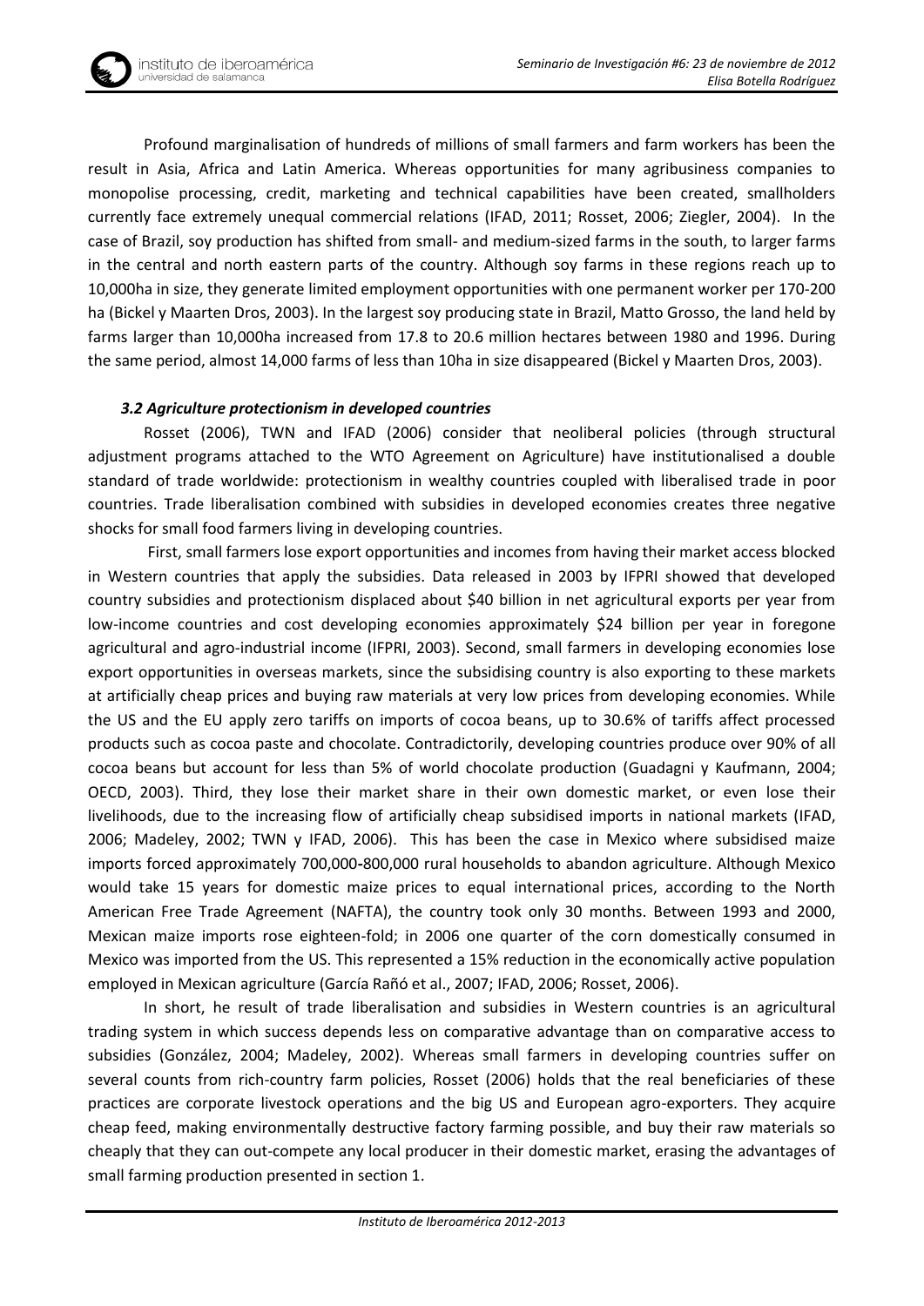Profound marginalisation of hundreds of millions of small farmers and farm workers has been the result in Asia, Africa and Latin America. Whereas opportunities for many agribusiness companies to monopolise processing, credit, marketing and technical capabilities have been created, smallholders currently face extremely unequal commercial relations (IFAD, 2011; Rosset, 2006; Ziegler, 2004). In the case of Brazil, soy production has shifted from small- and medium-sized farms in the south, to larger farms in the central and north eastern parts of the country. Although soy farms in these regions reach up to 10,000ha in size, they generate limited employment opportunities with one permanent worker per 170-200 ha (Bickel y Maarten Dros, 2003). In the largest soy producing state in Brazil, Matto Grosso, the land held by farms larger than 10,000ha increased from 17.8 to 20.6 million hectares between 1980 and 1996. During the same period, almost 14,000 farms of less than 10ha in size disappeared (Bickel y Maarten Dros, 2003).

### *3.2 Agriculture protectionism in developed countries*

Rosset (2006), TWN and IFAD (2006) consider that neoliberal policies (through structural adjustment programs attached to the WTO Agreement on Agriculture) have institutionalised a double standard of trade worldwide: protectionism in wealthy countries coupled with liberalised trade in poor countries. Trade liberalisation combined with subsidies in developed economies creates three negative shocks for small food farmers living in developing countries.

First, small farmers lose export opportunities and incomes from having their market access blocked in Western countries that apply the subsidies. Data released in 2003 by IFPRI showed that developed country subsidies and protectionism displaced about $40 billion in net agricultural exports per year from low-income countries and cost developing economies approximately $24 billion per year in foregone agricultural and agro-industrial income (IFPRI, 2003). Second, small farmers in developing economies lose export opportunities in overseas markets, since the subsidising country is also exporting to these markets at artificially cheap prices and buying raw materials at very low prices from developing economies. While the US and the EU apply zero tariffs on imports of cocoa beans, up to 30.6% of tariffs affect processed products such as cocoa paste and chocolate. Contradictorily, developing countries produce over 90% of all cocoa beans but account for less than 5% of world chocolate production (Guadagni y Kaufmann, 2004; OECD, 2003). Third, they lose their market share in their own domestic market, or even lose their livelihoods, due to the increasing flow of artificially cheap subsidised imports in national markets (IFAD, 2006; Madeley, 2002; TWN y IFAD, 2006). This has been the case in Mexico where subsidised maize imports forced approximately 700,000-800,000 rural households to abandon agriculture. Although Mexico would take 15 years for domestic maize prices to equal international prices, according to the North American Free Trade Agreement (NAFTA), the country took only 30 months. Between 1993 and 2000, Mexican maize imports rose eighteen-fold; in 2006 one quarter of the corn domestically consumed in Mexico was imported from the US. This represented a 15% reduction in the economically active population employed in Mexican agriculture (García Rañó et al., 2007; IFAD, 2006; Rosset, 2006).

In short, he result of trade liberalisation and subsidies in Western countries is an agricultural trading system in which success depends less on comparative advantage than on comparative access to subsidies (González, 2004; Madeley, 2002). Whereas small farmers in developing countries suffer on several counts from rich-country farm policies, Rosset (2006) holds that the real beneficiaries of these practices are corporate livestock operations and the big US and European agro-exporters. They acquire cheap feed, making environmentally destructive factory farming possible, and buy their raw materials so cheaply that they can out-compete any local producer in their domestic market, erasing the advantages of small farming production presented in section 1.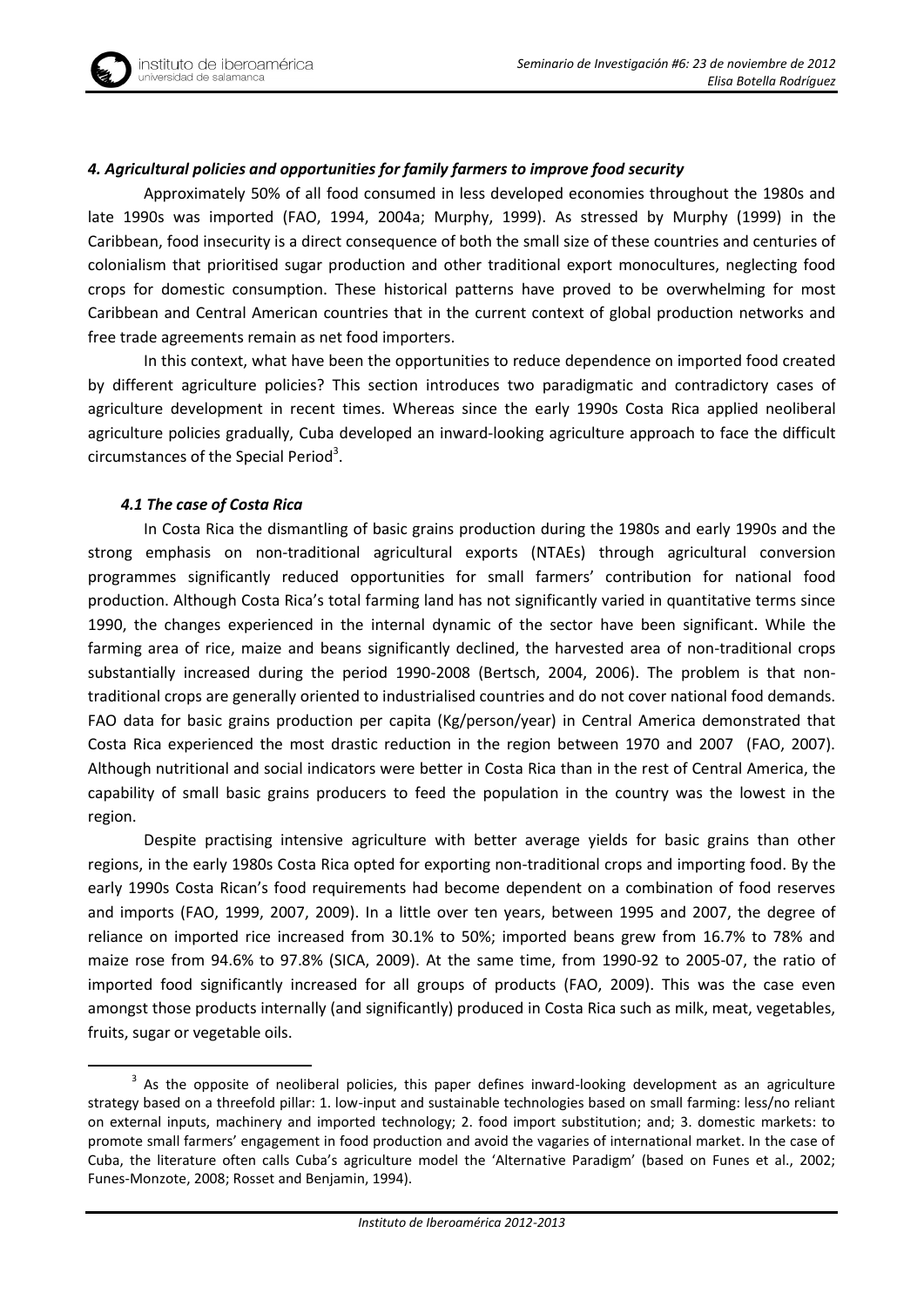### *4. Agricultural policies and opportunities for family farmers to improve food security*

Approximately 50% of all food consumed in less developed economies throughout the 1980s and late 1990s was imported (FAO, 1994, 2004a; Murphy, 1999). As stressed by Murphy (1999) in the Caribbean, food insecurity is a direct consequence of both the small size of these countries and centuries of colonialism that prioritised sugar production and other traditional export monocultures, neglecting food crops for domestic consumption. These historical patterns have proved to be overwhelming for most Caribbean and Central American countries that in the current context of global production networks and free trade agreements remain as net food importers.

In this context, what have been the opportunities to reduce dependence on imported food created by different agriculture policies? This section introduces two paradigmatic and contradictory cases of agriculture development in recent times. Whereas since the early 1990s Costa Rica applied neoliberal agriculture policies gradually, Cuba developed an inward-looking agriculture approach to face the difficult circumstances of the Special Period[3].

#### *4.1 The case of Costa Rica*

In Costa Rica the dismantling of basic grains production during the 1980s and early 1990s and the strong emphasis on non-traditional agricultural exports (NTAEs) through agricultural conversion programmes significantly reduced opportunities for small farmers' contribution for national food production. Although Costa Rica's total farming land has not significantly varied in quantitative terms since 1990, the changes experienced in the internal dynamic of the sector have been significant. While the farming area of rice, maize and beans significantly declined, the harvested area of non-traditional crops substantially increased during the period 1990-2008 (Bertsch, 2004, 2006). The problem is that non-traditional crops are generally oriented to industrialised countries and do not cover national food demands. FAO data for basic grains production per capita (Kg/person/year) in Central America demonstrated that Costa Rica experienced the most drastic reduction in the region between 1970 and 2007 (FAO, 2007). Although nutritional and social indicators were better in Costa Rica than in the rest of Central America, the capability of small basic grains producers to feed the population in the country was the lowest in the region.

Despite practising intensive agriculture with better average yields for basic grains than other regions, in the early 1980s Costa Rica opted for exporting non-traditional crops and importing food. By the early 1990s Costa Rican's food requirements had become dependent on a combination of food reserves and imports (FAO, 1999, 2007, 2009). In a little over ten years, between 1995 and 2007, the degree of reliance on imported rice increased from 30.1% to 50%; imported beans grew from 16.7% to 78% and maize rose from 94.6% to 97.8% (SICA, 2009). At the same time, from 1990-92 to 2005-07, the ratio of imported food significantly increased for all groups of products (FAO, 2009). This was the case even amongst those products internally (and significantly) produced in Costa Rica such as milk, meat, vegetables, fruits, sugar or vegetable oils.

---

[3] As the opposite of neoliberal policies, this paper defines inward-looking development as an agriculture strategy based on a threefold pillar: 1. low-input and sustainable technologies based on small farming: less/no reliant on external inputs, machinery and imported technology; 2. food import substitution; and; 3. domestic markets: to promote small farmers' engagement in food production and avoid the vagaries of international market. In the case of Cuba, the literature often calls Cuba's agriculture model the 'Alternative Paradigm' (based on Funes et al., 2002; Funes-Monzote, 2008; Rosset and Benjamin, 1994).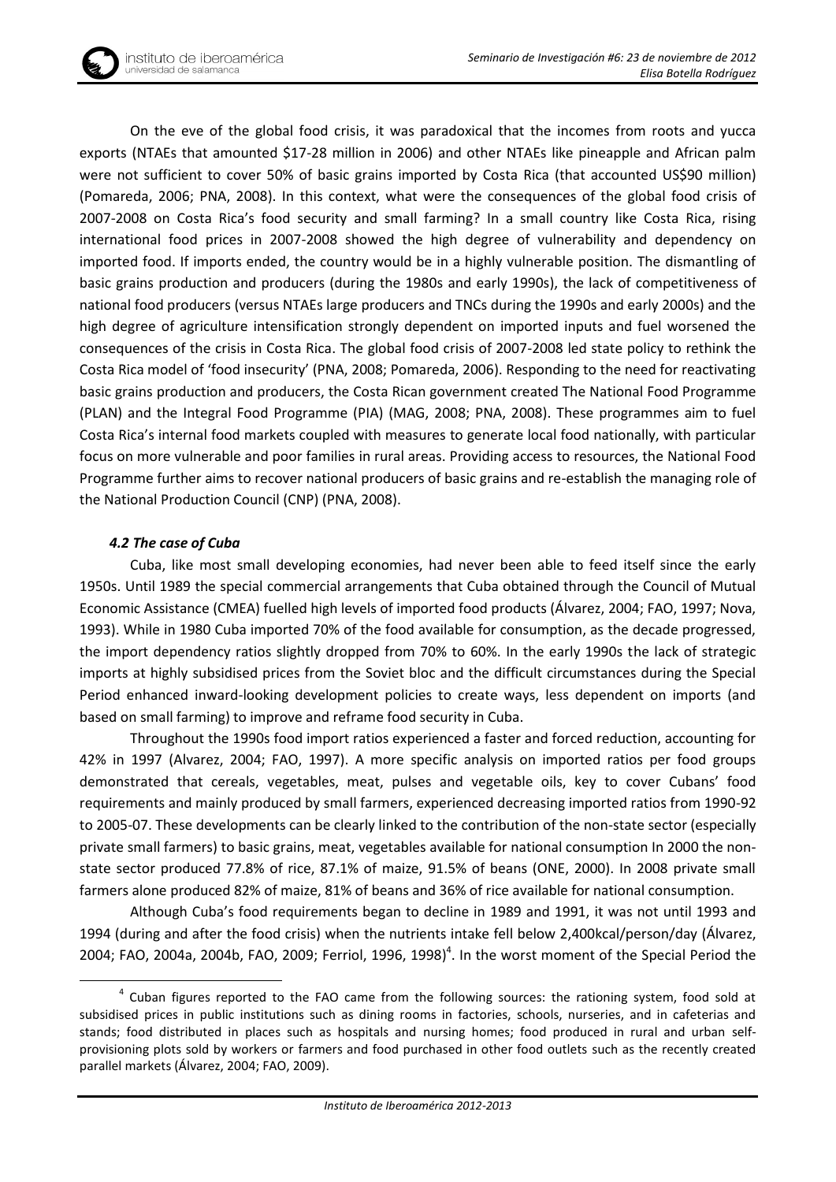On the eve of the global food crisis, it was paradoxical that the incomes from roots and yucca exports (NTAEs that amounted $17-28 million in 2006) and other NTAEs like pineapple and African palm were not sufficient to cover 50% of basic grains imported by Costa Rica (that accounted US$90 million) (Pomareda, 2006; PNA, 2008). In this context, what were the consequences of the global food crisis of 2007-2008 on Costa Rica's food security and small farming? In a small country like Costa Rica, rising international food prices in 2007-2008 showed the high degree of vulnerability and dependency on imported food. If imports ended, the country would be in a highly vulnerable position. The dismantling of basic grains production and producers (during the 1980s and early 1990s), the lack of competitiveness of national food producers (versus NTAEs large producers and TNCs during the 1990s and early 2000s) and the high degree of agriculture intensification strongly dependent on imported inputs and fuel worsened the consequences of the crisis in Costa Rica. The global food crisis of 2007-2008 led state policy to rethink the Costa Rica model of 'food insecurity' (PNA, 2008; Pomareda, 2006). Responding to the need for reactivating basic grains production and producers, the Costa Rican government created The National Food Programme (PLAN) and the Integral Food Programme (PIA) (MAG, 2008; PNA, 2008). These programmes aim to fuel Costa Rica's internal food markets coupled with measures to generate local food nationally, with particular focus on more vulnerable and poor families in rural areas. Providing access to resources, the National Food Programme further aims to recover national producers of basic grains and re-establish the managing role of the National Production Council (CNP) (PNA, 2008).

### *4.2 The case of Cuba*

Cuba, like most small developing economies, had never been able to feed itself since the early 1950s. Until 1989 the special commercial arrangements that Cuba obtained through the Council of Mutual Economic Assistance (CMEA) fuelled high levels of imported food products (Álvarez, 2004; FAO, 1997; Nova, 1993). While in 1980 Cuba imported 70% of the food available for consumption, as the decade progressed, the import dependency ratios slightly dropped from 70% to 60%. In the early 1990s the lack of strategic imports at highly subsidised prices from the Soviet bloc and the difficult circumstances during the Special Period enhanced inward-looking development policies to create ways, less dependent on imports (and based on small farming) to improve and reframe food security in Cuba.

Throughout the 1990s food import ratios experienced a faster and forced reduction, accounting for 42% in 1997 (Alvarez, 2004; FAO, 1997). A more specific analysis on imported ratios per food groups demonstrated that cereals, vegetables, meat, pulses and vegetable oils, key to cover Cubans' food requirements and mainly produced by small farmers, experienced decreasing imported ratios from 1990-92 to 2005-07. These developments can be clearly linked to the contribution of the non-state sector (especially private small farmers) to basic grains, meat, vegetables available for national consumption In 2000 the non-state sector produced 77.8% of rice, 87.1% of maize, 91.5% of beans (ONE, 2000). In 2008 private small farmers alone produced 82% of maize, 81% of beans and 36% of rice available for national consumption.

Although Cuba's food requirements began to decline in 1989 and 1991, it was not until 1993 and 1994 (during and after the food crisis) when the nutrients intake fell below 2,400kcal/person/day (Álvarez, 2004; FAO, 2004a, 2004b, FAO, 2009; Ferriol, 1996, 1998)[4]. In the worst moment of the Special Period the

[4] Cuban figures reported to the FAO came from the following sources: the rationing system, food sold at subsidised prices in public institutions such as dining rooms in factories, schools, nurseries, and in cafeterias and stands; food distributed in places such as hospitals and nursing homes; food produced in rural and urban self-provisioning plots sold by workers or farmers and food purchased in other food outlets such as the recently created parallel markets (Álvarez, 2004; FAO, 2009).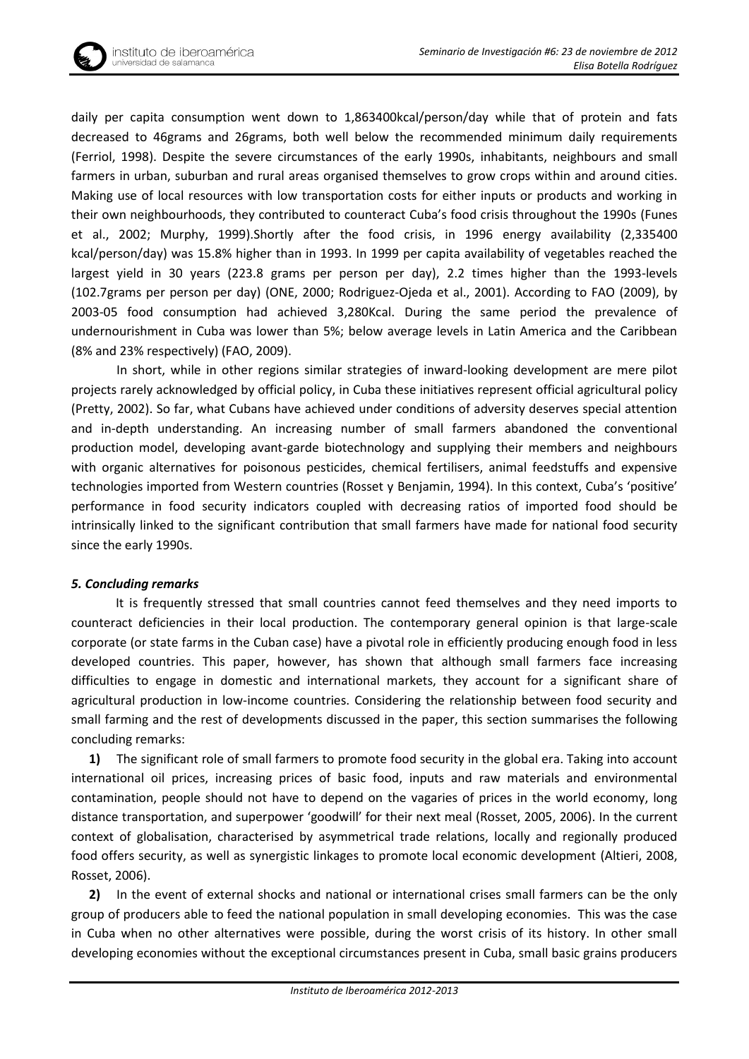daily per capita consumption went down to 1,863400kcal/person/day while that of protein and fats decreased to 46grams and 26grams, both well below the recommended minimum daily requirements (Ferriol, 1998). Despite the severe circumstances of the early 1990s, inhabitants, neighbours and small farmers in urban, suburban and rural areas organised themselves to grow crops within and around cities. Making use of local resources with low transportation costs for either inputs or products and working in their own neighbourhoods, they contributed to counteract Cuba's food crisis throughout the 1990s (Funes et al., 2002; Murphy, 1999).Shortly after the food crisis, in 1996 energy availability (2,335400 kcal/person/day) was 15.8% higher than in 1993. In 1999 per capita availability of vegetables reached the largest yield in 30 years (223.8 grams per person per day), 2.2 times higher than the 1993-levels (102.7grams per person per day) (ONE, 2000; Rodriguez-Ojeda et al., 2001). According to FAO (2009), by 2003-05 food consumption had achieved 3,280Kcal. During the same period the prevalence of undernourishment in Cuba was lower than 5%; below average levels in Latin America and the Caribbean (8% and 23% respectively) (FAO, 2009).

In short, while in other regions similar strategies of inward-looking development are mere pilot projects rarely acknowledged by official policy, in Cuba these initiatives represent official agricultural policy (Pretty, 2002). So far, what Cubans have achieved under conditions of adversity deserves special attention and in-depth understanding. An increasing number of small farmers abandoned the conventional production model, developing avant-garde biotechnology and supplying their members and neighbours with organic alternatives for poisonous pesticides, chemical fertilisers, animal feedstuffs and expensive technologies imported from Western countries (Rosset y Benjamin, 1994). In this context, Cuba's 'positive' performance in food security indicators coupled with decreasing ratios of imported food should be intrinsically linked to the significant contribution that small farmers have made for national food security since the early 1990s.

### *5. Concluding remarks*

It is frequently stressed that small countries cannot feed themselves and they need imports to counteract deficiencies in their local production. The contemporary general opinion is that large-scale corporate (or state farms in the Cuban case) have a pivotal role in efficiently producing enough food in less developed countries. This paper, however, has shown that although small farmers face increasing difficulties to engage in domestic and international markets, they account for a significant share of agricultural production in low-income countries. Considering the relationship between food security and small farming and the rest of developments discussed in the paper, this section summarises the following concluding remarks:

**1)** The significant role of small farmers to promote food security in the global era. Taking into account international oil prices, increasing prices of basic food, inputs and raw materials and environmental contamination, people should not have to depend on the vagaries of prices in the world economy, long distance transportation, and superpower 'goodwill' for their next meal (Rosset, 2005, 2006). In the current context of globalisation, characterised by asymmetrical trade relations, locally and regionally produced food offers security, as well as synergistic linkages to promote local economic development (Altieri, 2008, Rosset, 2006).

**2)** In the event of external shocks and national or international crises small farmers can be the only group of producers able to feed the national population in small developing economies. This was the case in Cuba when no other alternatives were possible, during the worst crisis of its history. In other small developing economies without the exceptional circumstances present in Cuba, small basic grains producers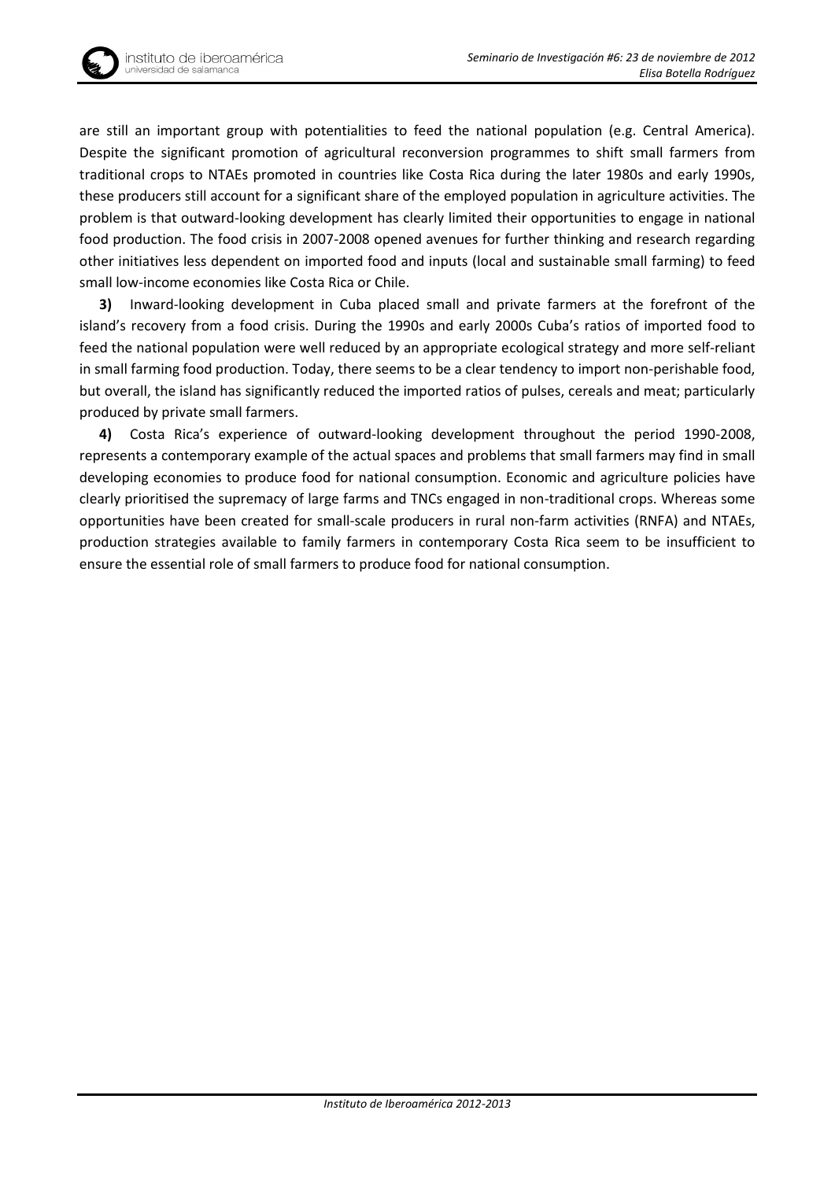are still an important group with potentialities to feed the national population (e.g. Central America). Despite the significant promotion of agricultural reconversion programmes to shift small farmers from traditional crops to NTAEs promoted in countries like Costa Rica during the later 1980s and early 1990s, these producers still account for a significant share of the employed population in agriculture activities. The problem is that outward-looking development has clearly limited their opportunities to engage in national food production. The food crisis in 2007-2008 opened avenues for further thinking and research regarding other initiatives less dependent on imported food and inputs (local and sustainable small farming) to feed small low-income economies like Costa Rica or Chile.

**3)** Inward-looking development in Cuba placed small and private farmers at the forefront of the island's recovery from a food crisis. During the 1990s and early 2000s Cuba's ratios of imported food to feed the national population were well reduced by an appropriate ecological strategy and more self-reliant in small farming food production. Today, there seems to be a clear tendency to import non-perishable food, but overall, the island has significantly reduced the imported ratios of pulses, cereals and meat; particularly produced by private small farmers.

**4)** Costa Rica's experience of outward-looking development throughout the period 1990-2008, represents a contemporary example of the actual spaces and problems that small farmers may find in small developing economies to produce food for national consumption. Economic and agriculture policies have clearly prioritised the supremacy of large farms and TNCs engaged in non-traditional crops. Whereas some opportunities have been created for small-scale producers in rural non-farm activities (RNFA) and NTAEs, production strategies available to family farmers in contemporary Costa Rica seem to be insufficient to ensure the essential role of small farmers to produce food for national consumption.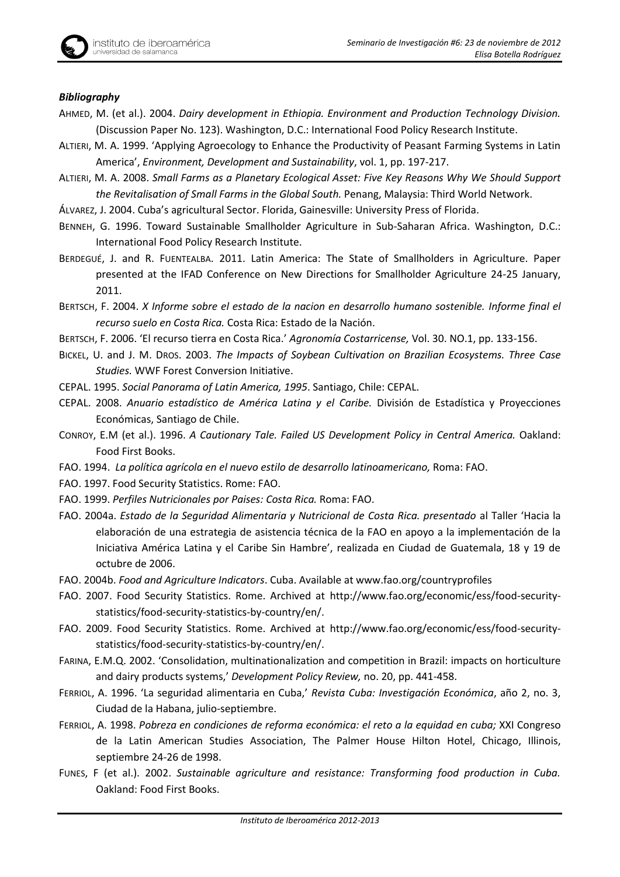***Bibliography***

AHMED, M. (et al.). 2004. *Dairy development in Ethiopia. Environment and Production Technology Division.* (Discussion Paper No. 123). Washington, D.C.: International Food Policy Research Institute.

ALTIERI, M. A. 1999. 'Applying Agroecology to Enhance the Productivity of Peasant Farming Systems in Latin America', *Environment, Development and Sustainability*, vol. 1, pp. 197-217.

ALTIERI, M. A. 2008. *Small Farms as a Planetary Ecological Asset: Five Key Reasons Why We Should Support the Revitalisation of Small Farms in the Global South.* Penang, Malaysia: Third World Network.

ÁLVAREZ, J. 2004. Cuba's agricultural Sector. Florida, Gainesville: University Press of Florida.

BENNEH, G. 1996. Toward Sustainable Smallholder Agriculture in Sub-Saharan Africa. Washington, D.C.: International Food Policy Research Institute.

BERDEGUÉ, J. and R. FUENTEALBA. 2011. Latin America: The State of Smallholders in Agriculture. Paper presented at the IFAD Conference on New Directions for Smallholder Agriculture 24-25 January, 2011.

BERTSCH, F. 2004. *X Informe sobre el estado de la nacion en desarrollo humano sostenible. Informe final el recurso suelo en Costa Rica.* Costa Rica: Estado de la Nación.

BERTSCH, F. 2006. 'El recurso tierra en Costa Rica.' *Agronomía Costarricense,* Vol. 30. NO.1, pp. 133-156.

BICKEL, U. and J. M. DROS. 2003. *The Impacts of Soybean Cultivation on Brazilian Ecosystems. Three Case Studies.* WWF Forest Conversion Initiative.

CEPAL. 1995. *Social Panorama of Latin America, 1995*. Santiago, Chile: CEPAL.

CEPAL. 2008. *Anuario estadístico de América Latina y el Caribe.* División de Estadística y Proyecciones Económicas, Santiago de Chile.

CONROY, E.M (et al.). 1996. *A Cautionary Tale. Failed US Development Policy in Central America.* Oakland: Food First Books.

FAO. 1994. *La política agrícola en el nuevo estilo de desarrollo latinoamericano,* Roma: FAO.

FAO. 1997. Food Security Statistics. Rome: FAO.

FAO. 1999. *Perfiles Nutricionales por Paises: Costa Rica.* Roma: FAO.

FAO. 2004a. *Estado de la Seguridad Alimentaria y Nutricional de Costa Rica. presentado* al Taller 'Hacia la elaboración de una estrategia de asistencia técnica de la FAO en apoyo a la implementación de la Iniciativa América Latina y el Caribe Sin Hambre', realizada en Ciudad de Guatemala, 18 y 19 de octubre de 2006.

FAO. 2004b. *Food and Agriculture Indicators*. Cuba. Available at www.fao.org/countryprofiles

FAO. 2007. Food Security Statistics. Rome. Archived at http://www.fao.org/economic/ess/food-security-statistics/food-security-statistics-by-country/en/.

FAO. 2009. Food Security Statistics. Rome. Archived at http://www.fao.org/economic/ess/food-security-statistics/food-security-statistics-by-country/en/.

FARINA, E.M.Q. 2002. 'Consolidation, multinationalization and competition in Brazil: impacts on horticulture and dairy products systems,' *Development Policy Review,* no. 20, pp. 441-458.

FERRIOL, A. 1996. 'La seguridad alimentaria en Cuba,' *Revista Cuba: Investigación Económica*, año 2, no. 3, Ciudad de la Habana, julio-septiembre.

FERRIOL, A. 1998. *Pobreza en condiciones de reforma económica: el reto a la equidad en cuba;* XXI Congreso de la Latin American Studies Association, The Palmer House Hilton Hotel, Chicago, Illinois, septiembre 24-26 de 1998.

FUNES, F (et al.). 2002. *Sustainable agriculture and resistance: Transforming food production in Cuba.* Oakland: Food First Books.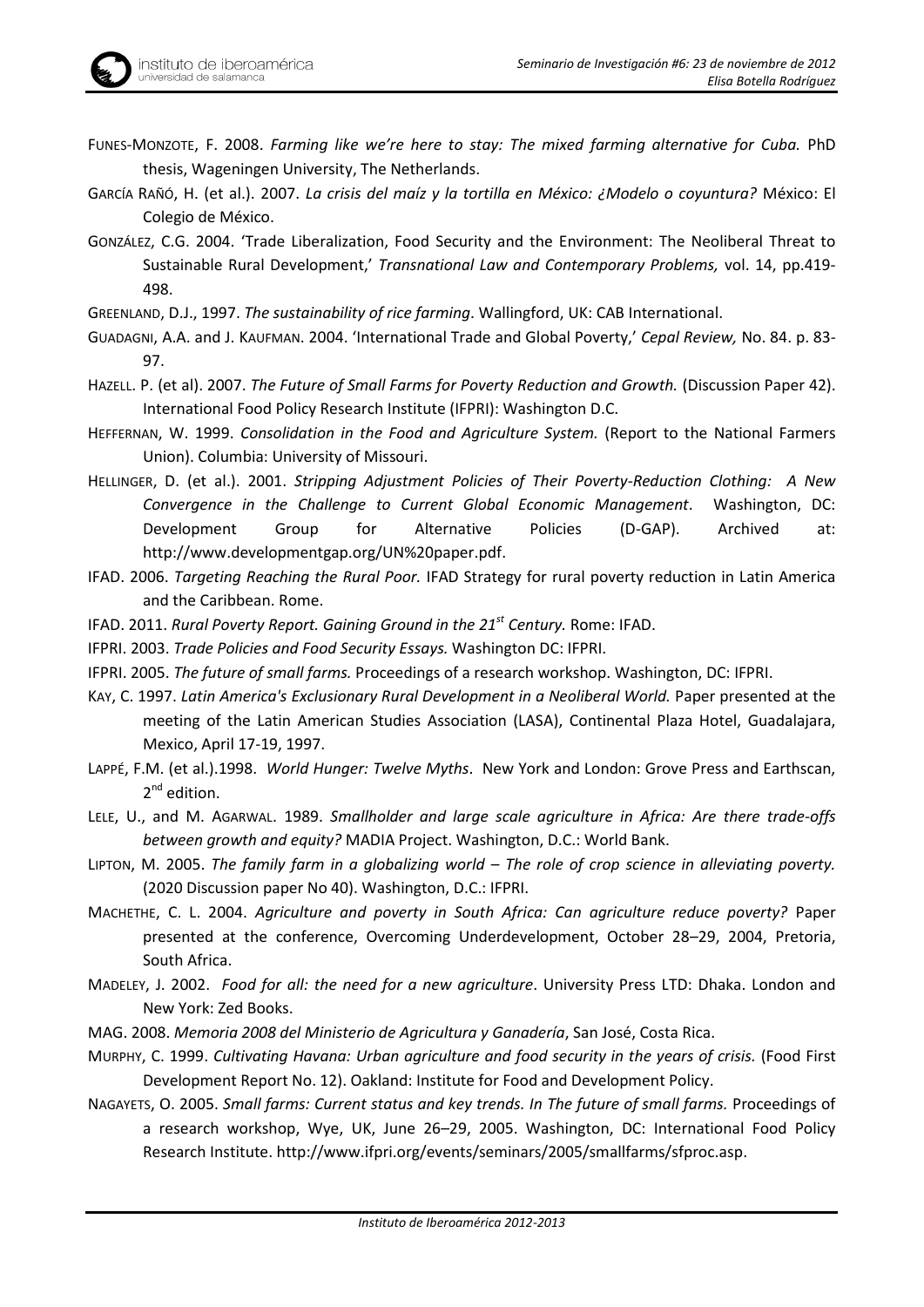FUNES-MONZOTE, F. 2008. *Farming like we're here to stay: The mixed farming alternative for Cuba.* PhD thesis, Wageningen University, The Netherlands.

GARCÍA RAÑÓ, H. (et al.). 2007. *La crisis del maíz y la tortilla en México: ¿Modelo o coyuntura?* México: El Colegio de México.

GONZÁLEZ, C.G. 2004. 'Trade Liberalization, Food Security and the Environment: The Neoliberal Threat to Sustainable Rural Development,' *Transnational Law and Contemporary Problems,* vol. 14, pp.419-498.

GREENLAND, D.J., 1997. *The sustainability of rice farming*. Wallingford, UK: CAB International.

GUADAGNI, A.A. and J. KAUFMAN. 2004. 'International Trade and Global Poverty,' *Cepal Review,* No. 84. p. 83-97.

HAZELL. P. (et al). 2007. *The Future of Small Farms for Poverty Reduction and Growth.* (Discussion Paper 42). International Food Policy Research Institute (IFPRI): Washington D.C.

HEFFERNAN, W. 1999. *Consolidation in the Food and Agriculture System.* (Report to the National Farmers Union). Columbia: University of Missouri.

HELLINGER, D. (et al.). 2001. *Stripping Adjustment Policies of Their Poverty-Reduction Clothing: A New Convergence in the Challenge to Current Global Economic Management*. Washington, DC: Development Group for Alternative Policies (D-GAP). Archived at: http://www.developmentgap.org/UN%20paper.pdf.

IFAD. 2006. *Targeting Reaching the Rural Poor.* IFAD Strategy for rural poverty reduction in Latin America and the Caribbean. Rome.

IFAD. 2011. *Rural Poverty Report. Gaining Ground in the 21st Century.* Rome: IFAD.

IFPRI. 2003. *Trade Policies and Food Security Essays.* Washington DC: IFPRI.

IFPRI. 2005. *The future of small farms.* Proceedings of a research workshop. Washington, DC: IFPRI.

KAY, C. 1997. *Latin America's Exclusionary Rural Development in a Neoliberal World.* Paper presented at the meeting of the Latin American Studies Association (LASA), Continental Plaza Hotel, Guadalajara, Mexico, April 17-19, 1997.

LAPPÉ, F.M. (et al.).1998. *World Hunger: Twelve Myths*. New York and London: Grove Press and Earthscan, 2nd edition.

LELE, U., and M. AGARWAL. 1989. *Smallholder and large scale agriculture in Africa: Are there trade-offs between growth and equity?* MADIA Project. Washington, D.C.: World Bank.

LIPTON, M. 2005. *The family farm in a globalizing world – The role of crop science in alleviating poverty.* (2020 Discussion paper No 40). Washington, D.C.: IFPRI.

MACHETHE, C. L. 2004. *Agriculture and poverty in South Africa: Can agriculture reduce poverty?* Paper presented at the conference, Overcoming Underdevelopment, October 28–29, 2004, Pretoria, South Africa.

MADELEY, J. 2002. *Food for all: the need for a new agriculture*. University Press LTD: Dhaka. London and New York: Zed Books.

MAG. 2008. *Memoria 2008 del Ministerio de Agricultura y Ganadería*, San José, Costa Rica.

MURPHY, C. 1999. *Cultivating Havana: Urban agriculture and food security in the years of crisis.* (Food First Development Report No. 12). Oakland: Institute for Food and Development Policy.

NAGAYETS, O. 2005. *Small farms: Current status and key trends. In The future of small farms.* Proceedings of a research workshop, Wye, UK, June 26–29, 2005. Washington, DC: International Food Policy Research Institute. http://www.ifpri.org/events/seminars/2005/smallfarms/sfproc.asp.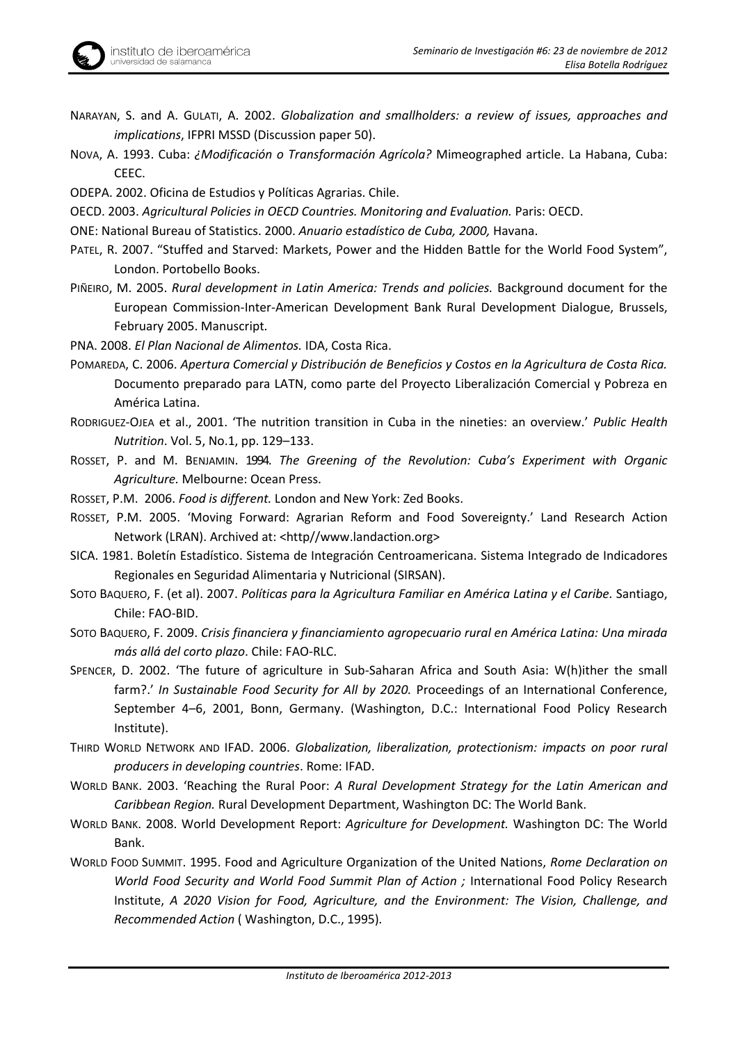NARAYAN, S. and A. GULATI, A. 2002. *Globalization and smallholders: a review of issues, approaches and implications*, IFPRI MSSD (Discussion paper 50).

NOVA, A. 1993. Cuba: *¿Modificación o Transformación Agrícola?* Mimeographed article. La Habana, Cuba: CEEC.

ODEPA. 2002. Oficina de Estudios y Políticas Agrarias. Chile.

OECD. 2003. *Agricultural Policies in OECD Countries. Monitoring and Evaluation.* Paris: OECD.

ONE: National Bureau of Statistics. 2000. *Anuario estadístico de Cuba, 2000,* Havana.

PATEL, R. 2007. "Stuffed and Starved: Markets, Power and the Hidden Battle for the World Food System", London. Portobello Books.

PIÑEIRO, M. 2005. *Rural development in Latin America: Trends and policies.* Background document for the European Commission-Inter-American Development Bank Rural Development Dialogue, Brussels, February 2005. Manuscript.

PNA. 2008. *El Plan Nacional de Alimentos.* IDA, Costa Rica.

POMAREDA, C. 2006. *Apertura Comercial y Distribución de Beneficios y Costos en la Agricultura de Costa Rica.* Documento preparado para LATN, como parte del Proyecto Liberalización Comercial y Pobreza en América Latina.

RODRIGUEZ-OJEA et al., 2001. 'The nutrition transition in Cuba in the nineties: an overview.' *Public Health Nutrition*. Vol. 5, No.1, pp. 129–133.

ROSSET, P. and M. BENJAMIN. 1994. *The Greening of the Revolution: Cuba's Experiment with Organic Agriculture.* Melbourne: Ocean Press.

ROSSET, P.M. 2006. *Food is different.* London and New York: Zed Books.

ROSSET, P.M. 2005. 'Moving Forward: Agrarian Reform and Food Sovereignty.' Land Research Action Network (LRAN). Archived at: <http//www.landaction.org>

SICA. 1981. Boletín Estadístico. Sistema de Integración Centroamericana. Sistema Integrado de Indicadores Regionales en Seguridad Alimentaria y Nutricional (SIRSAN).

SOTO BAQUERO, F. (et al). 2007. *Políticas para la Agricultura Familiar en América Latina y el Caribe.* Santiago, Chile: FAO-BID.

SOTO BAQUERO, F. 2009. *Crisis financiera y financiamiento agropecuario rural en América Latina: Una mirada más allá del corto plazo*. Chile: FAO-RLC.

SPENCER, D. 2002. 'The future of agriculture in Sub-Saharan Africa and South Asia: W(h)ither the small farm?.' *In Sustainable Food Security for All by 2020.* Proceedings of an International Conference, September 4–6, 2001, Bonn, Germany. (Washington, D.C.: International Food Policy Research Institute).

THIRD WORLD NETWORK AND IFAD. 2006. *Globalization, liberalization, protectionism: impacts on poor rural producers in developing countries*. Rome: IFAD.

WORLD BANK. 2003. 'Reaching the Rural Poor: *A Rural Development Strategy for the Latin American and Caribbean Region.* Rural Development Department, Washington DC: The World Bank.

WORLD BANK. 2008. World Development Report: *Agriculture for Development.* Washington DC: The World Bank.

WORLD FOOD SUMMIT. 1995. Food and Agriculture Organization of the United Nations, *Rome Declaration on World Food Security and World Food Summit Plan of Action ;* International Food Policy Research Institute, *A 2020 Vision for Food, Agriculture, and the Environment: The Vision, Challenge, and Recommended Action* ( Washington, D.C., 1995).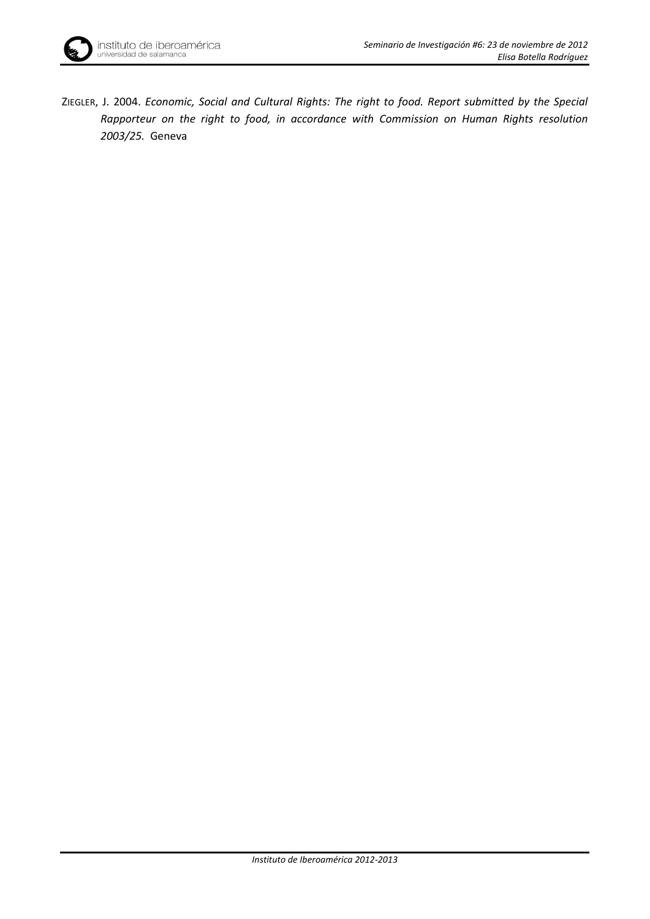ZIEGLER, J. 2004. *Economic, Social and Cultural Rights: The right to food. Report submitted by the Special Rapporteur on the right to food, in accordance with Commission on Human Rights resolution 2003/25.* Geneva